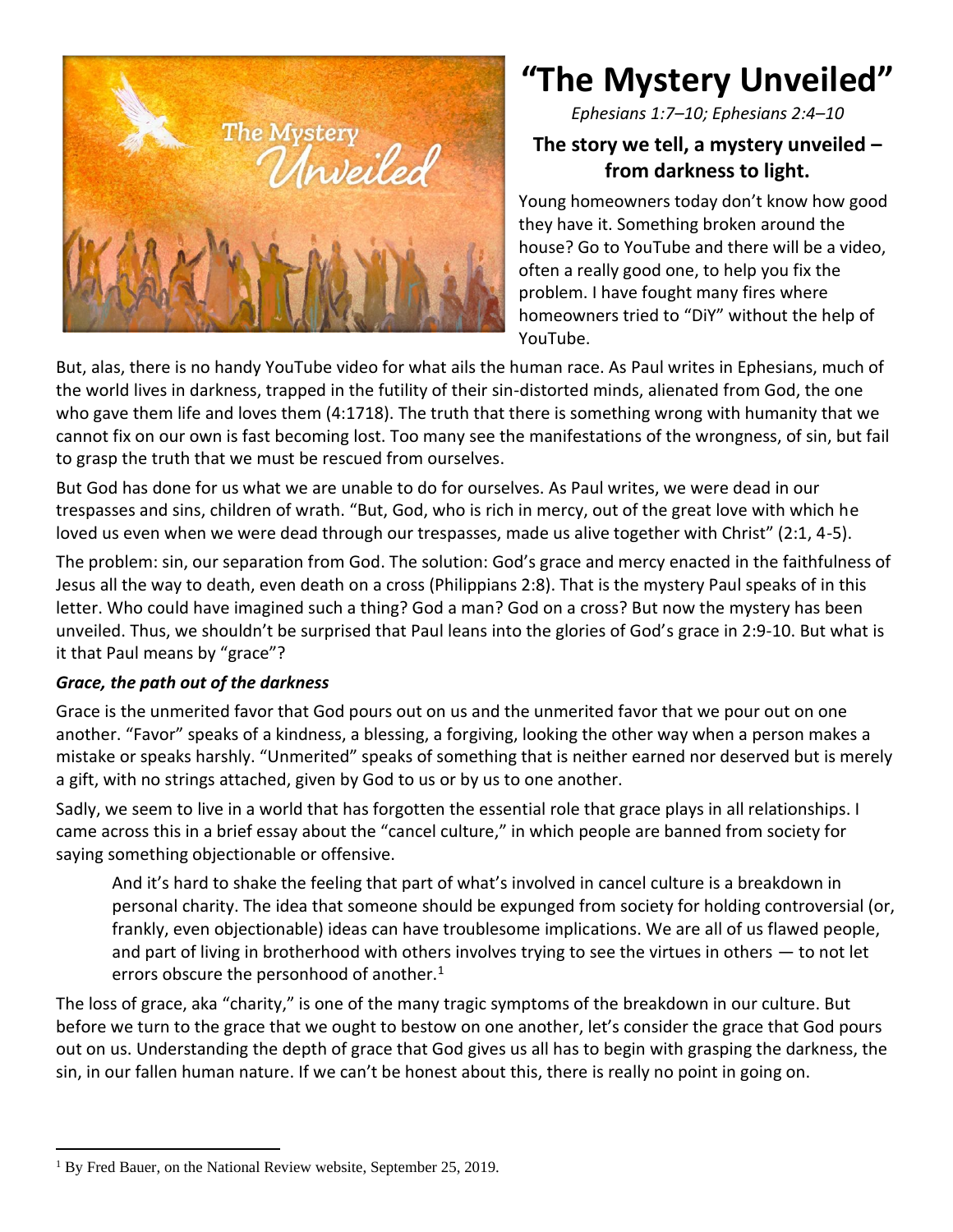# "The Mystery Unveiled"

*Ephesians 1:7–10; Ephesians 2:4–10*

### The story we tell, a mystery unveiled – from darkness to light.

Young homeowners today don't know how good they have it. Something broken around the house? Go to YouTube and there will be a video, often a really good one, to help you fix the problem. I have fought many fires where homeowners tried to "DiY" without the help of YouTube.

But, alas, there is no handy YouTube video for what ails the human race. As Paul writes in Ephesians, much of the world lives in darkness, trapped in the futility of their sin-distorted minds, alienated from God, the one who gave them life and loves them (4:1718). The truth that there is something wrong with humanity that we cannot fix on our own is fast becoming lost. Too many see the manifestations of the wrongness, of sin, but fail to grasp the truth that we must be rescued from ourselves.

But God has done for us what we are unable to do for ourselves. As Paul writes, we were dead in our trespasses and sins, children of wrath. "But, God, who is rich in mercy, out of the great love with which he loved us even when we were dead through our trespasses, made us alive together with Christ" (2:1, 4-5).

The problem: sin, our separation from God. The solution: God's grace and mercy enacted in the faithfulness of Jesus all the way to death, even death on a cross (Philippians 2:8). That is the mystery Paul speaks of in this letter. Who could have imagined such a thing? God a man? God on a cross? But now the mystery has been unveiled. Thus, we shouldn't be surprised that Paul leans into the glories of God's grace in 2:9-10. But what is it that Paul means by "grace"?

#### *Grace, the path out of the darkness*

Grace is the unmerited favor that God pours out on us and the unmerited favor that we pour out on one another. "Favor" speaks of a kindness, a blessing, a forgiving, looking the other way when a person makes a mistake or speaks harshly. "Unmerited" speaks of something that is neither earned nor deserved but is merely a gift, with no strings attached, given by God to us or by us to one another.

Sadly, we seem to live in a world that has forgotten the essential role that grace plays in all relationships. I came across this in a brief essay about the "cancel culture," in which people are banned from society for saying something objectionable or offensive.

> And it's hard to shake the feeling that part of what's involved in cancel culture is a breakdown in personal charity. The idea that someone should be expunged from society for holding controversial (or, frankly, even objectionable) ideas can have troublesome implications. We are all of us flawed people, and part of living in brotherhood with others involves trying to see the virtues in others — to not let errors obscure the personhood of another.[1]

The loss of grace, aka "charity," is one of the many tragic symptoms of the breakdown in our culture. But before we turn to the grace that we ought to bestow on one another, let's consider the grace that God pours out on us. Understanding the depth of grace that God gives us all has to begin with grasping the darkness, the sin, in our fallen human nature. If we can't be honest about this, there is really no point in going on.

---

[1] By Fred Bauer, on the National Review website, September 25, 2019.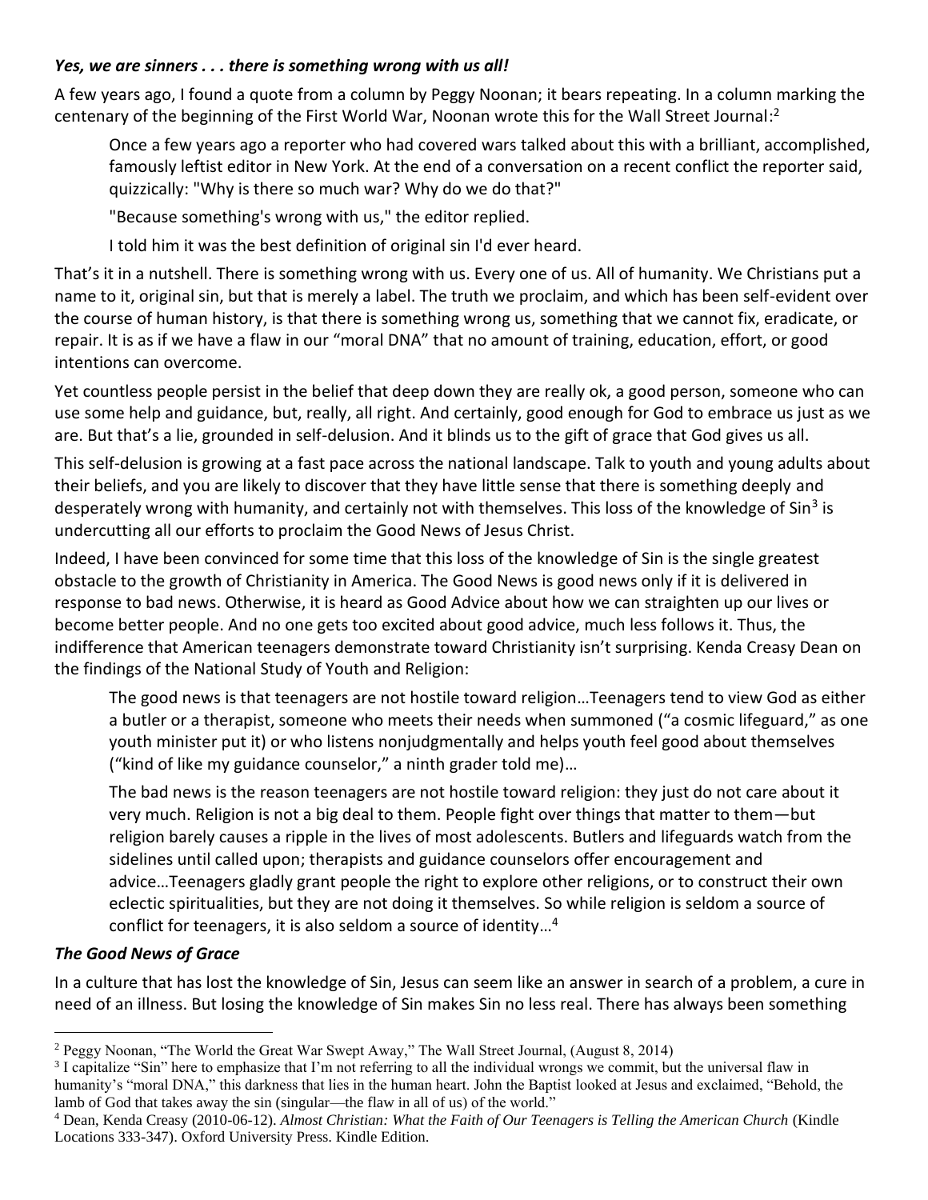### *Yes, we are sinners . . . there is something wrong with us all!*

A few years ago, I found a quote from a column by Peggy Noonan; it bears repeating. In a column marking the centenary of the beginning of the First World War, Noonan wrote this for the Wall Street Journal:[2]

> Once a few years ago a reporter who had covered wars talked about this with a brilliant, accomplished, famously leftist editor in New York. At the end of a conversation on a recent conflict the reporter said, quizzically: "Why is there so much war? Why do we do that?"
>
> "Because something's wrong with us," the editor replied.
>
> I told him it was the best definition of original sin I'd ever heard.

That's it in a nutshell. There is something wrong with us. Every one of us. All of humanity. We Christians put a name to it, original sin, but that is merely a label. The truth we proclaim, and which has been self-evident over the course of human history, is that there is something wrong us, something that we cannot fix, eradicate, or repair. It is as if we have a flaw in our "moral DNA" that no amount of training, education, effort, or good intentions can overcome.

Yet countless people persist in the belief that deep down they are really ok, a good person, someone who can use some help and guidance, but, really, all right. And certainly, good enough for God to embrace us just as we are. But that's a lie, grounded in self-delusion. And it blinds us to the gift of grace that God gives us all.

This self-delusion is growing at a fast pace across the national landscape. Talk to youth and young adults about their beliefs, and you are likely to discover that they have little sense that there is something deeply and desperately wrong with humanity, and certainly not with themselves. This loss of the knowledge of Sin[3] is undercutting all our efforts to proclaim the Good News of Jesus Christ.

Indeed, I have been convinced for some time that this loss of the knowledge of Sin is the single greatest obstacle to the growth of Christianity in America. The Good News is good news only if it is delivered in response to bad news. Otherwise, it is heard as Good Advice about how we can straighten up our lives or become better people. And no one gets too excited about good advice, much less follows it. Thus, the indifference that American teenagers demonstrate toward Christianity isn't surprising. Kenda Creasy Dean on the findings of the National Study of Youth and Religion:

> The good news is that teenagers are not hostile toward religion…Teenagers tend to view God as either a butler or a therapist, someone who meets their needs when summoned ("a cosmic lifeguard," as one youth minister put it) or who listens nonjudgmentally and helps youth feel good about themselves ("kind of like my guidance counselor," a ninth grader told me)…
>
> The bad news is the reason teenagers are not hostile toward religion: they just do not care about it very much. Religion is not a big deal to them. People fight over things that matter to them—but religion barely causes a ripple in the lives of most adolescents. Butlers and lifeguards watch from the sidelines until called upon; therapists and guidance counselors offer encouragement and advice…Teenagers gladly grant people the right to explore other religions, or to construct their own eclectic spiritualities, but they are not doing it themselves. So while religion is seldom a source of conflict for teenagers, it is also seldom a source of identity…[4]

### *The Good News of Grace*

In a culture that has lost the knowledge of Sin, Jesus can seem like an answer in search of a problem, a cure in need of an illness. But losing the knowledge of Sin makes Sin no less real. There has always been something

---

[2] Peggy Noonan, "The World the Great War Swept Away," The Wall Street Journal, (August 8, 2014)

[3] I capitalize "Sin" here to emphasize that I'm not referring to all the individual wrongs we commit, but the universal flaw in humanity's "moral DNA," this darkness that lies in the human heart. John the Baptist looked at Jesus and exclaimed, "Behold, the lamb of God that takes away the sin (singular—the flaw in all of us) of the world."

[4] Dean, Kenda Creasy (2010-06-12). *Almost Christian: What the Faith of Our Teenagers is Telling the American Church* (Kindle Locations 333-347). Oxford University Press. Kindle Edition.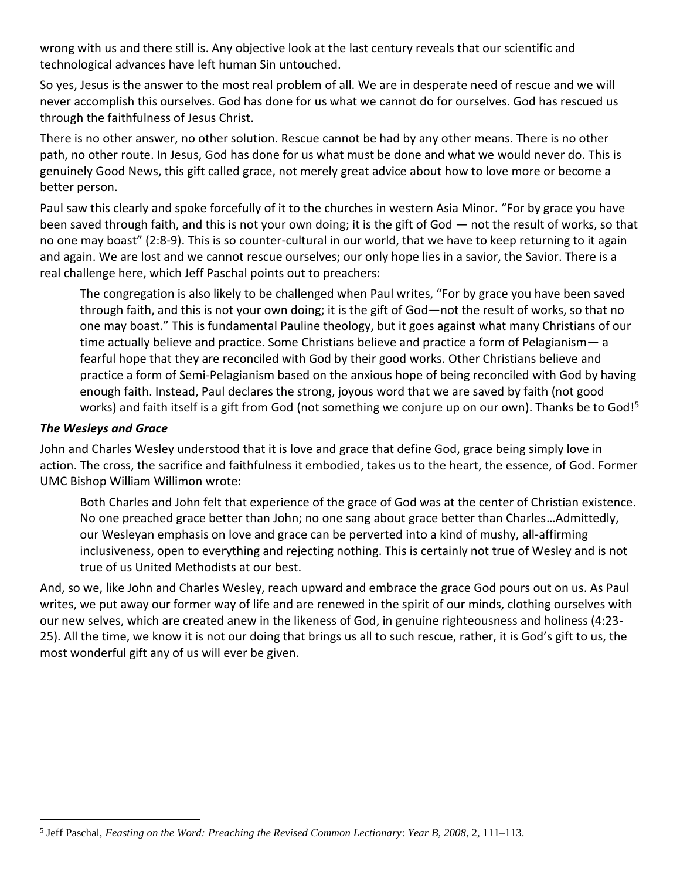wrong with us and there still is. Any objective look at the last century reveals that our scientific and technological advances have left human Sin untouched.

So yes, Jesus is the answer to the most real problem of all. We are in desperate need of rescue and we will never accomplish this ourselves. God has done for us what we cannot do for ourselves. God has rescued us through the faithfulness of Jesus Christ.

There is no other answer, no other solution. Rescue cannot be had by any other means. There is no other path, no other route. In Jesus, God has done for us what must be done and what we would never do. This is genuinely Good News, this gift called grace, not merely great advice about how to love more or become a better person.

Paul saw this clearly and spoke forcefully of it to the churches in western Asia Minor. "For by grace you have been saved through faith, and this is not your own doing; it is the gift of God — not the result of works, so that no one may boast" (2:8-9). This is so counter-cultural in our world, that we have to keep returning to it again and again. We are lost and we cannot rescue ourselves; our only hope lies in a savior, the Savior. There is a real challenge here, which Jeff Paschal points out to preachers:

> The congregation is also likely to be challenged when Paul writes, "For by grace you have been saved through faith, and this is not your own doing; it is the gift of God—not the result of works, so that no one may boast." This is fundamental Pauline theology, but it goes against what many Christians of our time actually believe and practice. Some Christians believe and practice a form of Pelagianism— a fearful hope that they are reconciled with God by their good works. Other Christians believe and practice a form of Semi-Pelagianism based on the anxious hope of being reconciled with God by having enough faith. Instead, Paul declares the strong, joyous word that we are saved by faith (not good works) and faith itself is a gift from God (not something we conjure up on our own). Thanks be to God![5]

### *The Wesleys and Grace*

John and Charles Wesley understood that it is love and grace that define God, grace being simply love in action. The cross, the sacrifice and faithfulness it embodied, takes us to the heart, the essence, of God. Former UMC Bishop William Willimon wrote:

> Both Charles and John felt that experience of the grace of God was at the center of Christian existence. No one preached grace better than John; no one sang about grace better than Charles…Admittedly, our Wesleyan emphasis on love and grace can be perverted into a kind of mushy, all-affirming inclusiveness, open to everything and rejecting nothing. This is certainly not true of Wesley and is not true of us United Methodists at our best.

And, so we, like John and Charles Wesley, reach upward and embrace the grace God pours out on us. As Paul writes, we put away our former way of life and are renewed in the spirit of our minds, clothing ourselves with our new selves, which are created anew in the likeness of God, in genuine righteousness and holiness (4:23-25). All the time, we know it is not our doing that brings us all to such rescue, rather, it is God's gift to us, the most wonderful gift any of us will ever be given.

---

[5] Jeff Paschal, *Feasting on the Word: Preaching the Revised Common Lectionary*: *Year B, 2008*, 2, 111–113.